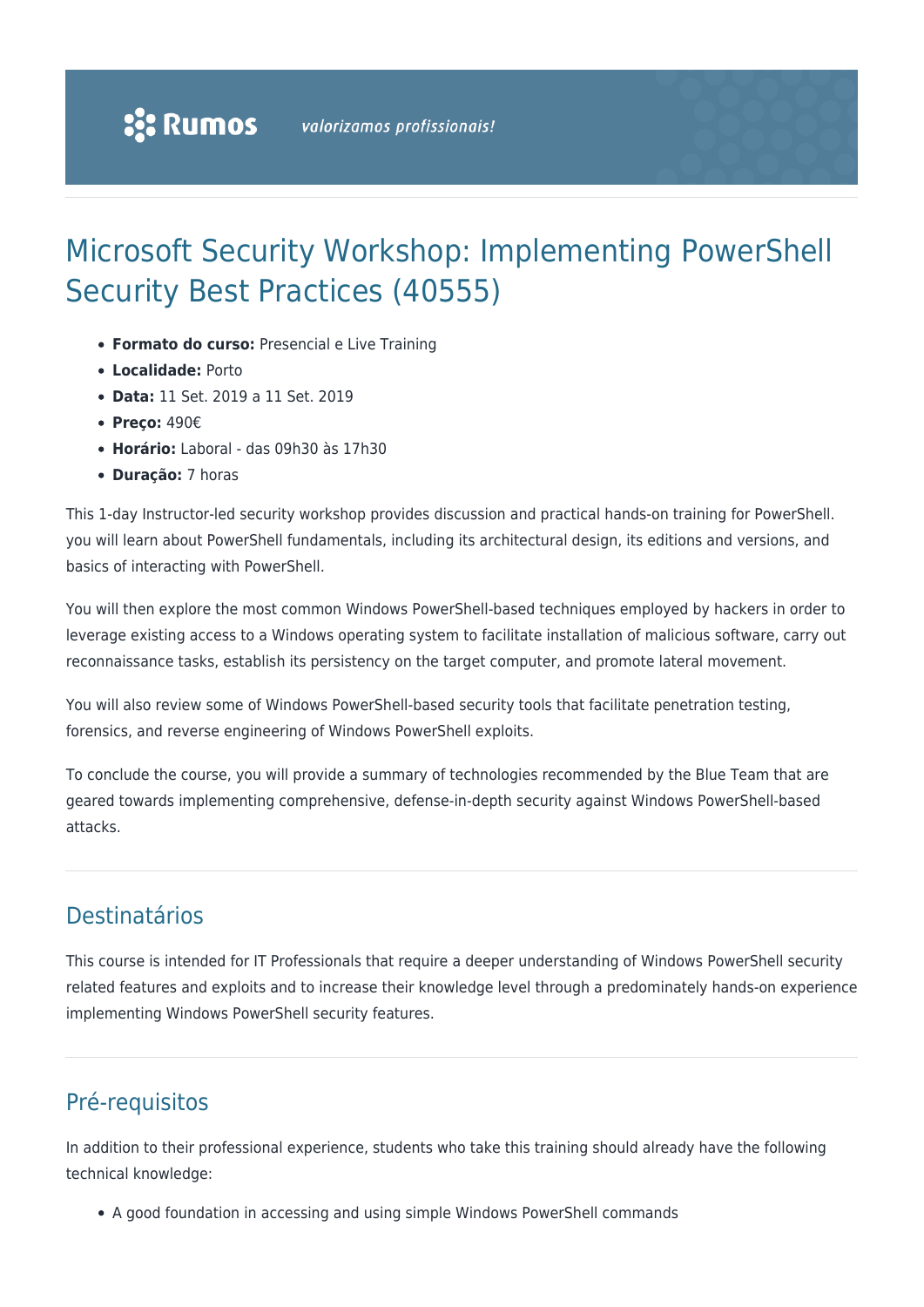# Microsoft Security Workshop: Implementing PowerShell Security Best Practices (40555)

- **Formato do curso:** Presencial e Live Training
- **Localidade:** Porto
- **Data:** 11 Set. 2019 a 11 Set. 2019
- **Preço:** 490€
- **Horário:** Laboral - das 09h30 às 17h30
- **Duração:** 7 horas

This 1-day Instructor-led security workshop provides discussion and practical hands-on training for PowerShell. you will learn about PowerShell fundamentals, including its architectural design, its editions and versions, and basics of interacting with PowerShell.

You will then explore the most common Windows PowerShell-based techniques employed by hackers in order to leverage existing access to a Windows operating system to facilitate installation of malicious software, carry out reconnaissance tasks, establish its persistency on the target computer, and promote lateral movement.

You will also review some of Windows PowerShell-based security tools that facilitate penetration testing, forensics, and reverse engineering of Windows PowerShell exploits.

To conclude the course, you will provide a summary of technologies recommended by the Blue Team that are geared towards implementing comprehensive, defense-in-depth security against Windows PowerShell-based attacks.

## Destinatários

This course is intended for IT Professionals that require a deeper understanding of Windows PowerShell security related features and exploits and to increase their knowledge level through a predominately hands-on experience implementing Windows PowerShell security features.

## Pré-requisitos

In addition to their professional experience, students who take this training should already have the following technical knowledge:

- A good foundation in accessing and using simple Windows PowerShell commands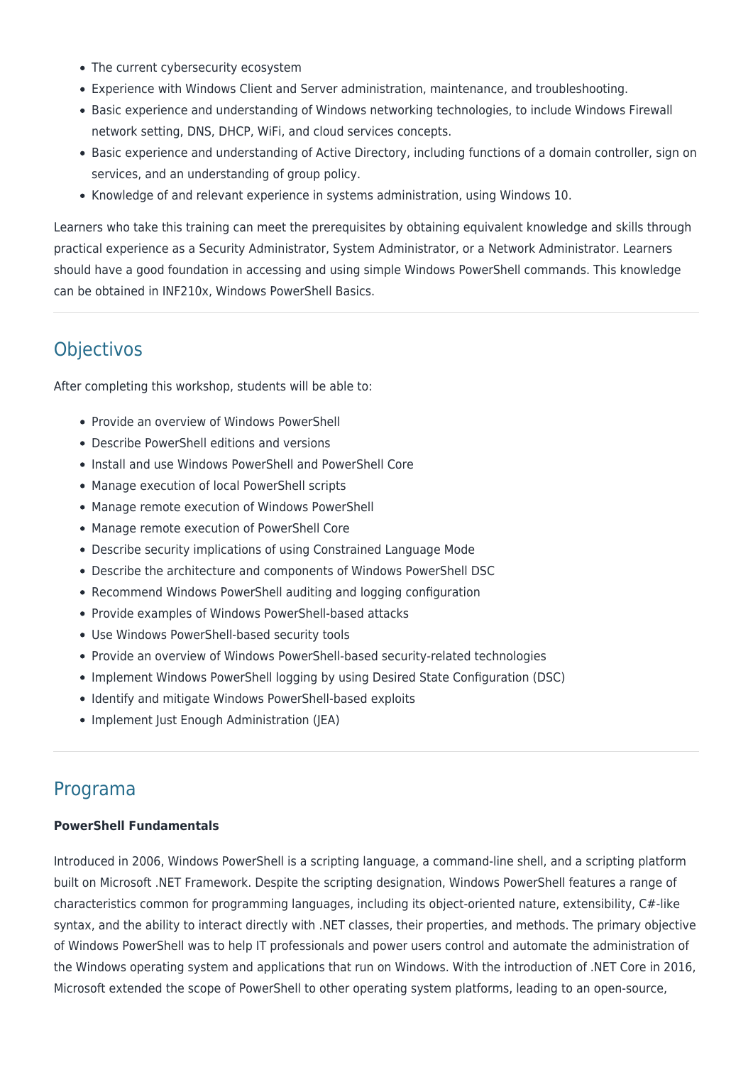- The current cybersecurity ecosystem
- Experience with Windows Client and Server administration, maintenance, and troubleshooting.
- Basic experience and understanding of Windows networking technologies, to include Windows Firewall network setting, DNS, DHCP, WiFi, and cloud services concepts.
- Basic experience and understanding of Active Directory, including functions of a domain controller, sign on services, and an understanding of group policy.
- Knowledge of and relevant experience in systems administration, using Windows 10.

Learners who take this training can meet the prerequisites by obtaining equivalent knowledge and skills through practical experience as a Security Administrator, System Administrator, or a Network Administrator. Learners should have a good foundation in accessing and using simple Windows PowerShell commands. This knowledge can be obtained in INF210x, Windows PowerShell Basics.

## Objectivos

After completing this workshop, students will be able to:

- Provide an overview of Windows PowerShell
- Describe PowerShell editions and versions
- Install and use Windows PowerShell and PowerShell Core
- Manage execution of local PowerShell scripts
- Manage remote execution of Windows PowerShell
- Manage remote execution of PowerShell Core
- Describe security implications of using Constrained Language Mode
- Describe the architecture and components of Windows PowerShell DSC
- Recommend Windows PowerShell auditing and logging configuration
- Provide examples of Windows PowerShell-based attacks
- Use Windows PowerShell-based security tools
- Provide an overview of Windows PowerShell-based security-related technologies
- Implement Windows PowerShell logging by using Desired State Configuration (DSC)
- Identify and mitigate Windows PowerShell-based exploits
- Implement Just Enough Administration (JEA)

## Programa

**PowerShell Fundamentals**

Introduced in 2006, Windows PowerShell is a scripting language, a command-line shell, and a scripting platform built on Microsoft .NET Framework. Despite the scripting designation, Windows PowerShell features a range of characteristics common for programming languages, including its object-oriented nature, extensibility, C#-like syntax, and the ability to interact directly with .NET classes, their properties, and methods. The primary objective of Windows PowerShell was to help IT professionals and power users control and automate the administration of the Windows operating system and applications that run on Windows. With the introduction of .NET Core in 2016, Microsoft extended the scope of PowerShell to other operating system platforms, leading to an open-source,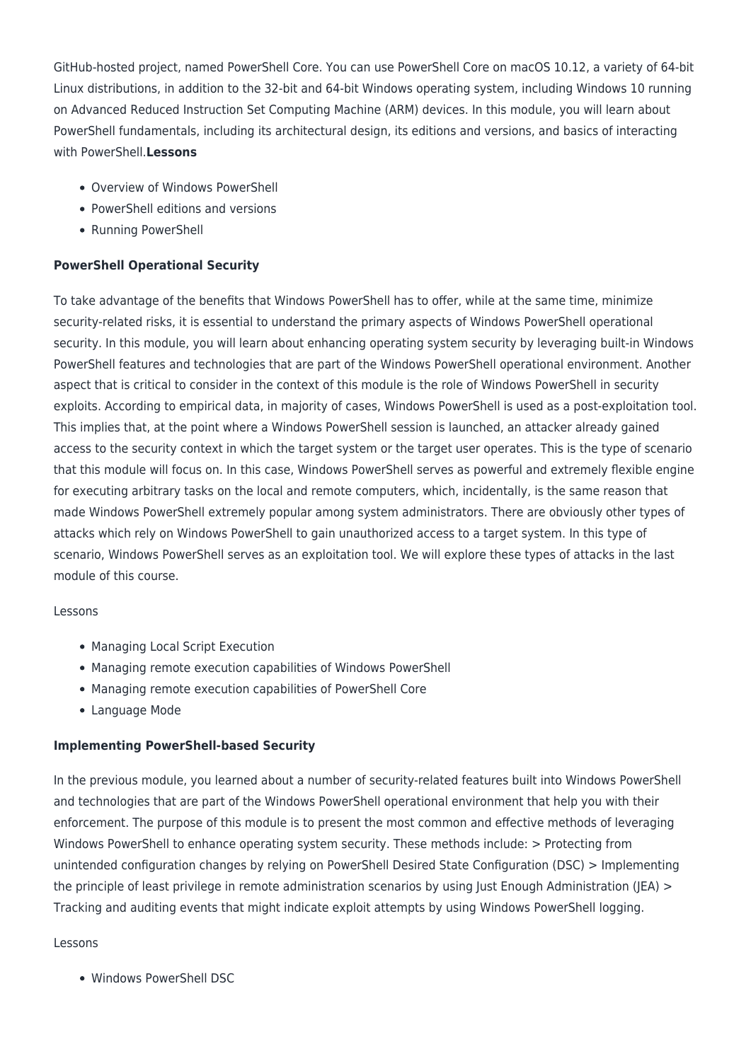GitHub-hosted project, named PowerShell Core. You can use PowerShell Core on macOS 10.12, a variety of 64-bit Linux distributions, in addition to the 32-bit and 64-bit Windows operating system, including Windows 10 running on Advanced Reduced Instruction Set Computing Machine (ARM) devices. In this module, you will learn about PowerShell fundamentals, including its architectural design, its editions and versions, and basics of interacting with PowerShell.**Lessons**

- Overview of Windows PowerShell
- PowerShell editions and versions
- Running PowerShell

**PowerShell Operational Security**

To take advantage of the benefits that Windows PowerShell has to offer, while at the same time, minimize security-related risks, it is essential to understand the primary aspects of Windows PowerShell operational security. In this module, you will learn about enhancing operating system security by leveraging built-in Windows PowerShell features and technologies that are part of the Windows PowerShell operational environment. Another aspect that is critical to consider in the context of this module is the role of Windows PowerShell in security exploits. According to empirical data, in majority of cases, Windows PowerShell is used as a post-exploitation tool. This implies that, at the point where a Windows PowerShell session is launched, an attacker already gained access to the security context in which the target system or the target user operates. This is the type of scenario that this module will focus on. In this case, Windows PowerShell serves as powerful and extremely flexible engine for executing arbitrary tasks on the local and remote computers, which, incidentally, is the same reason that made Windows PowerShell extremely popular among system administrators. There are obviously other types of attacks which rely on Windows PowerShell to gain unauthorized access to a target system. In this type of scenario, Windows PowerShell serves as an exploitation tool. We will explore these types of attacks in the last module of this course.

Lessons

- Managing Local Script Execution
- Managing remote execution capabilities of Windows PowerShell
- Managing remote execution capabilities of PowerShell Core
- Language Mode

**Implementing PowerShell-based Security**

In the previous module, you learned about a number of security-related features built into Windows PowerShell and technologies that are part of the Windows PowerShell operational environment that help you with their enforcement. The purpose of this module is to present the most common and effective methods of leveraging Windows PowerShell to enhance operating system security. These methods include: > Protecting from unintended configuration changes by relying on PowerShell Desired State Configuration (DSC) > Implementing the principle of least privilege in remote administration scenarios by using Just Enough Administration (JEA) > Tracking and auditing events that might indicate exploit attempts by using Windows PowerShell logging.

Lessons

- Windows PowerShell DSC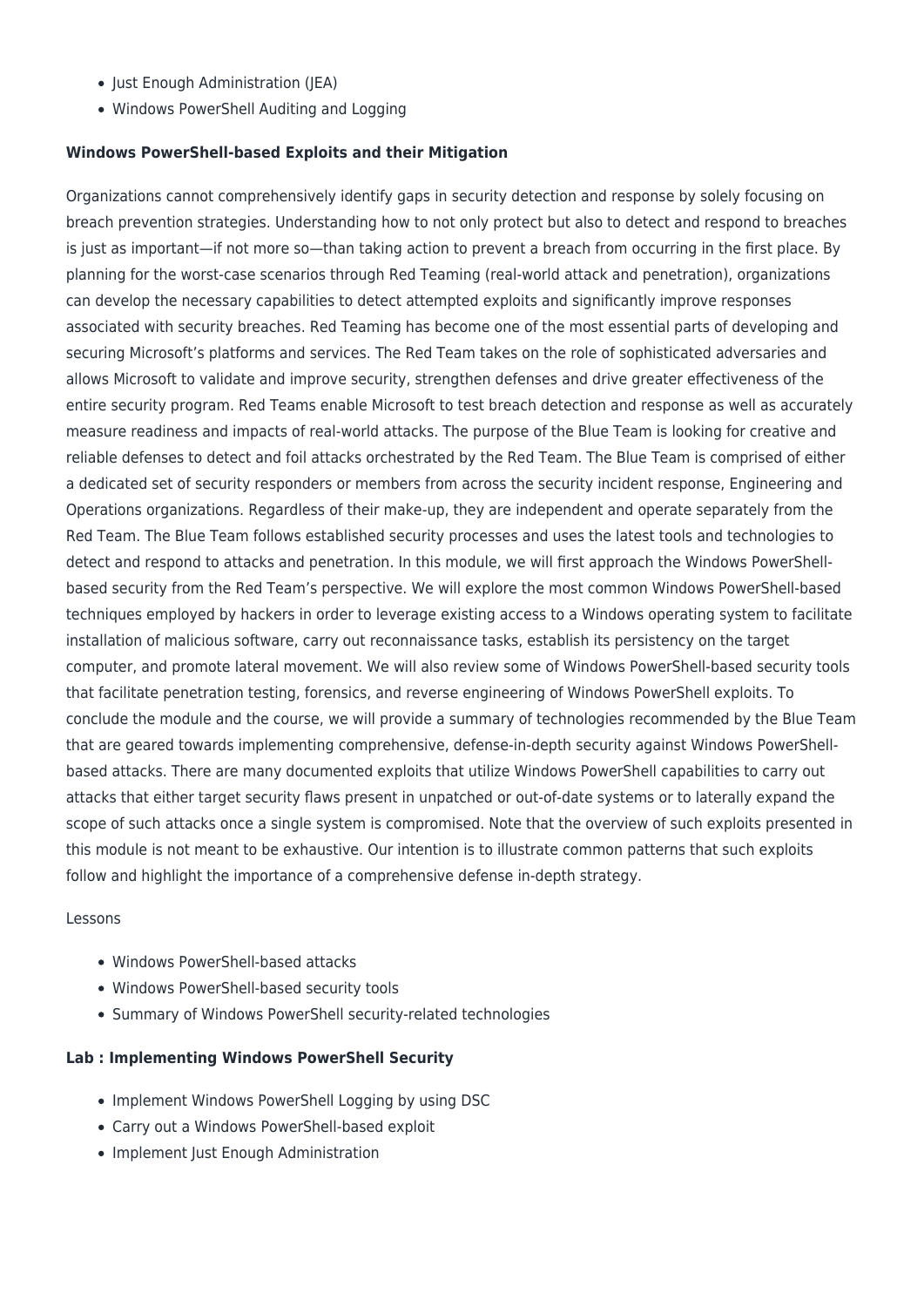- Just Enough Administration (JEA)
- Windows PowerShell Auditing and Logging

**Windows PowerShell-based Exploits and their Mitigation**

Organizations cannot comprehensively identify gaps in security detection and response by solely focusing on breach prevention strategies. Understanding how to not only protect but also to detect and respond to breaches is just as important—if not more so—than taking action to prevent a breach from occurring in the first place. By planning for the worst-case scenarios through Red Teaming (real-world attack and penetration), organizations can develop the necessary capabilities to detect attempted exploits and significantly improve responses associated with security breaches. Red Teaming has become one of the most essential parts of developing and securing Microsoft's platforms and services. The Red Team takes on the role of sophisticated adversaries and allows Microsoft to validate and improve security, strengthen defenses and drive greater effectiveness of the entire security program. Red Teams enable Microsoft to test breach detection and response as well as accurately measure readiness and impacts of real-world attacks. The purpose of the Blue Team is looking for creative and reliable defenses to detect and foil attacks orchestrated by the Red Team. The Blue Team is comprised of either a dedicated set of security responders or members from across the security incident response, Engineering and Operations organizations. Regardless of their make-up, they are independent and operate separately from the Red Team. The Blue Team follows established security processes and uses the latest tools and technologies to detect and respond to attacks and penetration. In this module, we will first approach the Windows PowerShell-based security from the Red Team's perspective. We will explore the most common Windows PowerShell-based techniques employed by hackers in order to leverage existing access to a Windows operating system to facilitate installation of malicious software, carry out reconnaissance tasks, establish its persistency on the target computer, and promote lateral movement. We will also review some of Windows PowerShell-based security tools that facilitate penetration testing, forensics, and reverse engineering of Windows PowerShell exploits. To conclude the module and the course, we will provide a summary of technologies recommended by the Blue Team that are geared towards implementing comprehensive, defense-in-depth security against Windows PowerShell-based attacks. There are many documented exploits that utilize Windows PowerShell capabilities to carry out attacks that either target security flaws present in unpatched or out-of-date systems or to laterally expand the scope of such attacks once a single system is compromised. Note that the overview of such exploits presented in this module is not meant to be exhaustive. Our intention is to illustrate common patterns that such exploits follow and highlight the importance of a comprehensive defense in-depth strategy.

Lessons

- Windows PowerShell-based attacks
- Windows PowerShell-based security tools
- Summary of Windows PowerShell security-related technologies

**Lab : Implementing Windows PowerShell Security**

- Implement Windows PowerShell Logging by using DSC
- Carry out a Windows PowerShell-based exploit
- Implement Just Enough Administration